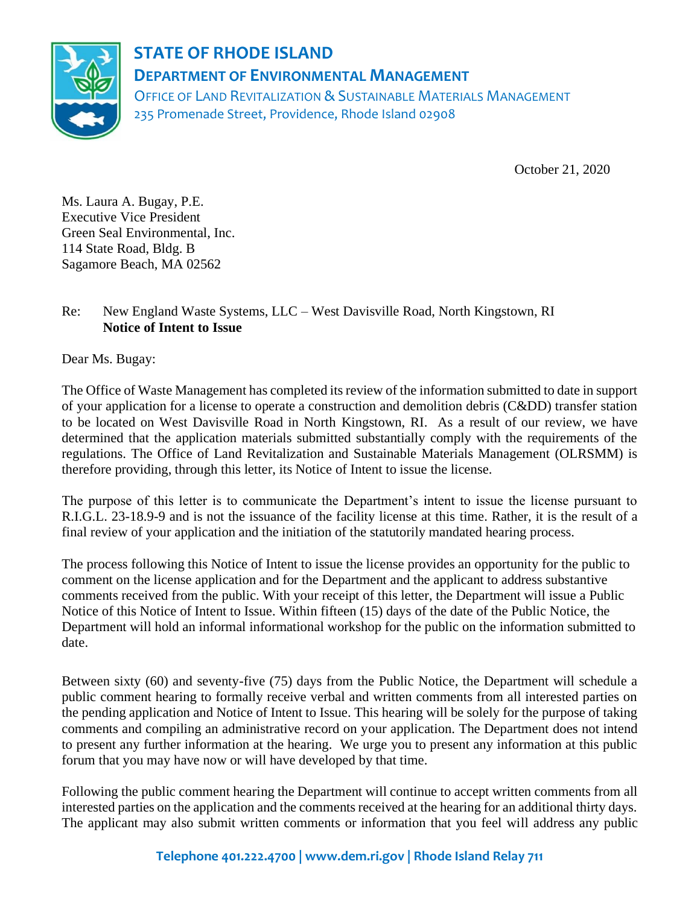**STATE OF RHODE ISLAND**

**DEPARTMENT OF ENVIRONMENTAL MANAGEMENT**

OFFICE OF LAND REVITALIZATION & SUSTAINABLE MATERIALS MANAGEMENT
235 Promenade Street, Providence, Rhode Island 02908

October 21, 2020

Ms. Laura A. Bugay, P.E.
Executive Vice President
Green Seal Environmental, Inc.
114 State Road, Bldg. B
Sagamore Beach, MA 02562

Re: New England Waste Systems, LLC – West Davisville Road, North Kingstown, RI
**Notice of Intent to Issue**

Dear Ms. Bugay:

The Office of Waste Management has completed its review of the information submitted to date in support of your application for a license to operate a construction and demolition debris (C&DD) transfer station to be located on West Davisville Road in North Kingstown, RI. As a result of our review, we have determined that the application materials submitted substantially comply with the requirements of the regulations. The Office of Land Revitalization and Sustainable Materials Management (OLRSMM) is therefore providing, through this letter, its Notice of Intent to issue the license.

The purpose of this letter is to communicate the Department's intent to issue the license pursuant to R.I.G.L. 23-18.9-9 and is not the issuance of the facility license at this time. Rather, it is the result of a final review of your application and the initiation of the statutorily mandated hearing process.

The process following this Notice of Intent to issue the license provides an opportunity for the public to comment on the license application and for the Department and the applicant to address substantive comments received from the public. With your receipt of this letter, the Department will issue a Public Notice of this Notice of Intent to Issue. Within fifteen (15) days of the date of the Public Notice, the Department will hold an informal informational workshop for the public on the information submitted to date.

Between sixty (60) and seventy-five (75) days from the Public Notice, the Department will schedule a public comment hearing to formally receive verbal and written comments from all interested parties on the pending application and Notice of Intent to Issue. This hearing will be solely for the purpose of taking comments and compiling an administrative record on your application. The Department does not intend to present any further information at the hearing. We urge you to present any information at this public forum that you may have now or will have developed by that time.

Following the public comment hearing the Department will continue to accept written comments from all interested parties on the application and the comments received at the hearing for an additional thirty days. The applicant may also submit written comments or information that you feel will address any public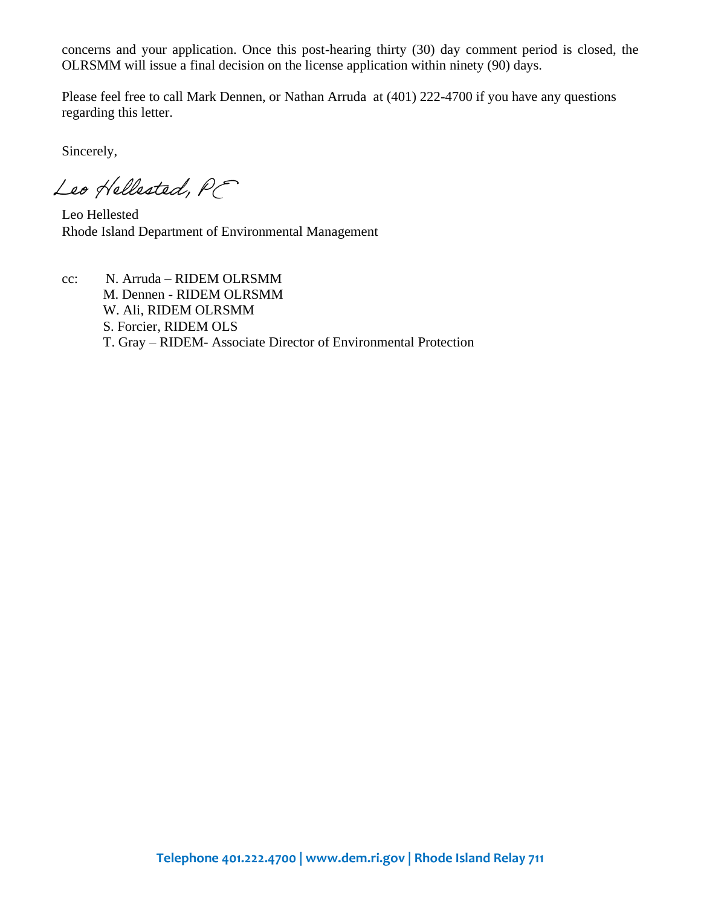concerns and your application. Once this post-hearing thirty (30) day comment period is closed, the OLRSMM will issue a final decision on the license application within ninety (90) days.

Please feel free to call Mark Dennen, or Nathan Arruda at (401) 222-4700 if you have any questions regarding this letter.

Sincerely,

Leo Hellested, PE

Leo Hellested
Rhode Island Department of Environmental Management

cc: N. Arruda – RIDEM OLRSMM
M. Dennen - RIDEM OLRSMM
W. Ali, RIDEM OLRSMM
S. Forcier, RIDEM OLS
T. Gray – RIDEM- Associate Director of Environmental Protection